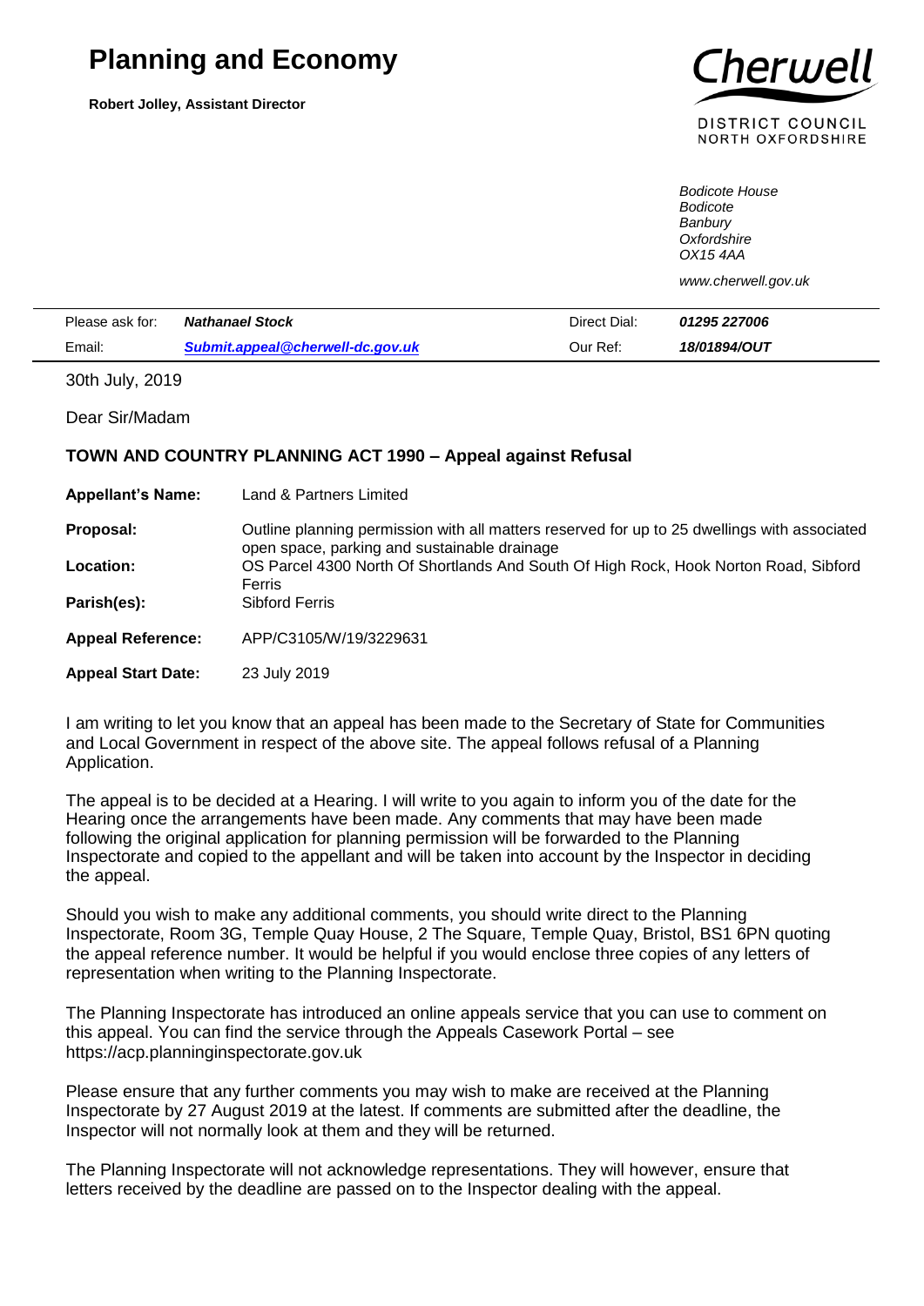# Planning and Economy

**Robert Jolley, Assistant Director**

Cherwell
DISTRICT COUNCIL
NORTH OXFORDSHIRE

*Bodicote House*
*Bodicote*
*Banbury*
*Oxfordshire*
*OX15 4AA*

*www.cherwell.gov.uk*

| | | | |
|---|---|---|---|
| Please ask for: | ***Nathanael Stock*** | Direct Dial: | ***01295 227006*** |
| Email: | ***Submit.appeal@cherwell-dc.gov.uk*** | Our Ref: | ***18/01894/OUT*** |

30th July, 2019

Dear Sir/Madam

**TOWN AND COUNTRY PLANNING ACT 1990 – Appeal against Refusal**

| | |
|---|---|
| **Appellant's Name:** | Land & Partners Limited |
| **Proposal:** | Outline planning permission with all matters reserved for up to 25 dwellings with associated open space, parking and sustainable drainage |
| **Location:** | OS Parcel 4300 North Of Shortlands And South Of High Rock, Hook Norton Road, Sibford Ferris |
| **Parish(es):** | Sibford Ferris |
| **Appeal Reference:** | APP/C3105/W/19/3229631 |
| **Appeal Start Date:** | 23 July 2019 |

I am writing to let you know that an appeal has been made to the Secretary of State for Communities and Local Government in respect of the above site. The appeal follows refusal of a Planning Application.

The appeal is to be decided at a Hearing. I will write to you again to inform you of the date for the Hearing once the arrangements have been made. Any comments that may have been made following the original application for planning permission will be forwarded to the Planning Inspectorate and copied to the appellant and will be taken into account by the Inspector in deciding the appeal.

Should you wish to make any additional comments, you should write direct to the Planning Inspectorate, Room 3G, Temple Quay House, 2 The Square, Temple Quay, Bristol, BS1 6PN quoting the appeal reference number. It would be helpful if you would enclose three copies of any letters of representation when writing to the Planning Inspectorate.

The Planning Inspectorate has introduced an online appeals service that you can use to comment on this appeal. You can find the service through the Appeals Casework Portal – see https://acp.planninginspectorate.gov.uk

Please ensure that any further comments you may wish to make are received at the Planning Inspectorate by 27 August 2019 at the latest. If comments are submitted after the deadline, the Inspector will not normally look at them and they will be returned.

The Planning Inspectorate will not acknowledge representations. They will however, ensure that letters received by the deadline are passed on to the Inspector dealing with the appeal.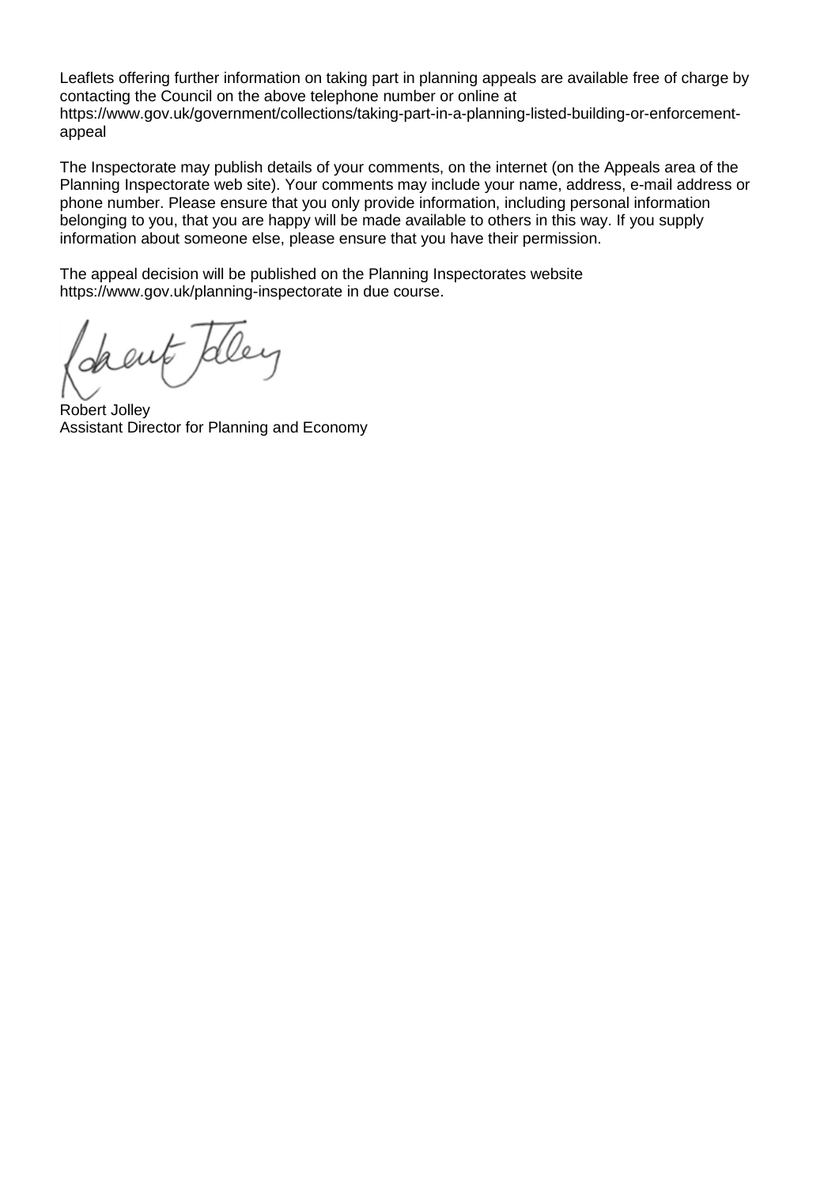Leaflets offering further information on taking part in planning appeals are available free of charge by contacting the Council on the above telephone number or online at https://www.gov.uk/government/collections/taking-part-in-a-planning-listed-building-or-enforcement-appeal

The Inspectorate may publish details of your comments, on the internet (on the Appeals area of the Planning Inspectorate web site). Your comments may include your name, address, e-mail address or phone number. Please ensure that you only provide information, including personal information belonging to you, that you are happy will be made available to others in this way. If you supply information about someone else, please ensure that you have their permission.

The appeal decision will be published on the Planning Inspectorates website https://www.gov.uk/planning-inspectorate in due course.

Robert Jolley
Assistant Director for Planning and Economy